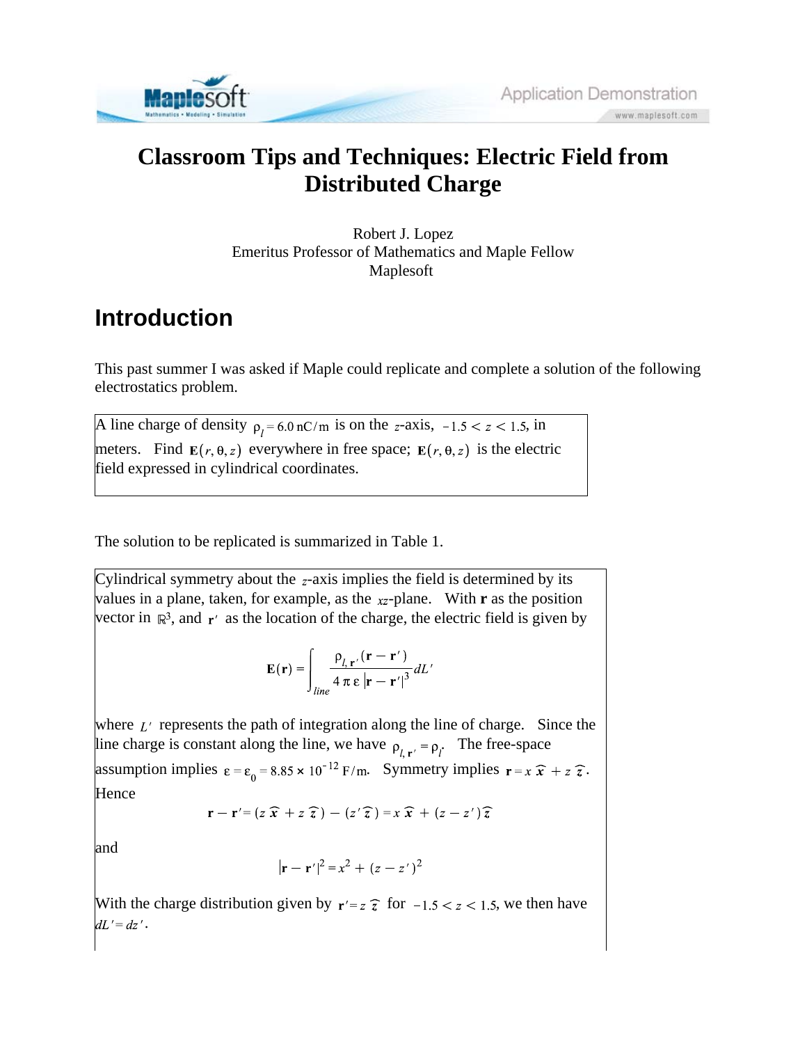# Classroom Tips and Techniques: Electric Field from Distributed Charge

Robert J. Lopez
Emeritus Professor of Mathematics and Maple Fellow
Maplesoft

## Introduction

This past summer I was asked if Maple could replicate and complete a solution of the following electrostatics problem.

> A line charge of density $\rho_l = 6.0\ \mathrm{nC/m}$ is on the $z$-axis, $-1.5 < z < 1.5$, in meters. Find $\mathbf{E}(r, \theta, z)$ everywhere in free space; $\mathbf{E}(r, \theta, z)$ is the electric field expressed in cylindrical coordinates.

The solution to be replicated is summarized in Table 1.

> Cylindrical symmetry about the $z$-axis implies the field is determined by its values in a plane, taken, for example, as the $xz$-plane. With $\mathbf{r}$ as the position vector in $\mathbb{R}^3$, and $\mathbf{r}'$ as the location of the charge, the electric field is given by
>
> $$\mathbf{E}(\mathbf{r}) = \int_{line} \frac{\rho_{l,\mathbf{r}'}(\mathbf{r} - \mathbf{r}')}{4\pi\varepsilon\,|\mathbf{r} - \mathbf{r}'|^3}\,dL'$$
>
> where $L'$ represents the path of integration along the line of charge. Since the line charge is constant along the line, we have $\rho_{l,\mathbf{r}'} = \rho_l$. The free-space assumption implies $\varepsilon = \varepsilon_0 = 8.85 \times 10^{-12}\ \mathrm{F/m}$. Symmetry implies $\mathbf{r} = x\,\hat{\boldsymbol{x}} + z\,\hat{\boldsymbol{z}}$. Hence
>
> $$\mathbf{r} - \mathbf{r}' = (z\,\hat{\boldsymbol{x}} + z\,\hat{\boldsymbol{z}}) - (z'\,\hat{\boldsymbol{z}}) = x\,\hat{\boldsymbol{x}} + (z - z')\,\hat{\boldsymbol{z}}$$
>
> and
>
> $$|\mathbf{r} - \mathbf{r}'|^2 = x^2 + (z - z')^2$$
>
> With the charge distribution given by $\mathbf{r}' = z\,\hat{\boldsymbol{z}}$ for $-1.5 < z < 1.5$, we then have $dL' = dz'$.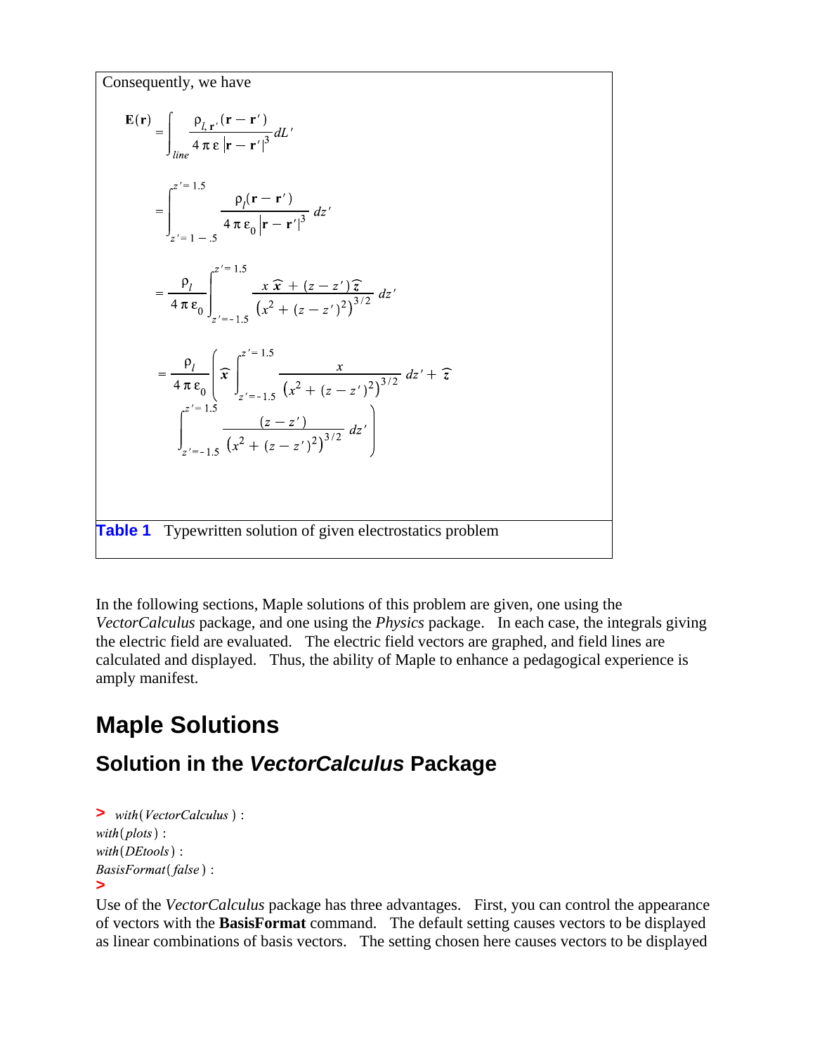Consequently, we have

$$\mathbf{E}(\mathbf{r}) = \int_{line} \frac{\rho_{l,\mathbf{r}'}(\mathbf{r}-\mathbf{r}')}{4\,\pi\,\varepsilon\,|\mathbf{r}-\mathbf{r}'|^3}\,dL'$$

$$= \int_{z'=1-.5}^{z'=1.5} \frac{\rho_l(\mathbf{r}-\mathbf{r}')}{4\,\pi\,\varepsilon_0\,|\mathbf{r}-\mathbf{r}'|^3}\,dz'$$

$$= \frac{\rho_l}{4\,\pi\,\varepsilon_0}\int_{z'=-1.5}^{z'=1.5} \frac{x\,\widehat{\boldsymbol{x}} + (z-z')\,\widehat{\boldsymbol{z}}}{\left(x^2+(z-z')^2\right)^{3/2}}\,dz'$$

$$= \frac{\rho_l}{4\,\pi\,\varepsilon_0}\left(\widehat{\boldsymbol{x}}\int_{z'=-1.5}^{z'=1.5} \frac{x}{\left(x^2+(z-z')^2\right)^{3/2}}\,dz' + \widehat{\boldsymbol{z}}\int_{z'=-1.5}^{z'=1.5} \frac{(z-z')}{\left(x^2+(z-z')^2\right)^{3/2}}\,dz'\right)$$

**Table 1** Typewritten solution of given electrostatics problem

In the following sections, Maple solutions of this problem are given, one using the *VectorCalculus* package, and one using the *Physics* package. In each case, the integrals giving the electric field are evaluated. The electric field vectors are graphed, and field lines are calculated and displayed. Thus, the ability of Maple to enhance a pedagogical experience is amply manifest.

# Maple Solutions

## Solution in the *VectorCalculus* Package

```
> with(VectorCalculus) :
with(plots) :
with(DEtools) :
BasisFormat(false) :
>
```

Use of the *VectorCalculus* package has three advantages. First, you can control the appearance of vectors with the **BasisFormat** command. The default setting causes vectors to be displayed as linear combinations of basis vectors. The setting chosen here causes vectors to be displayed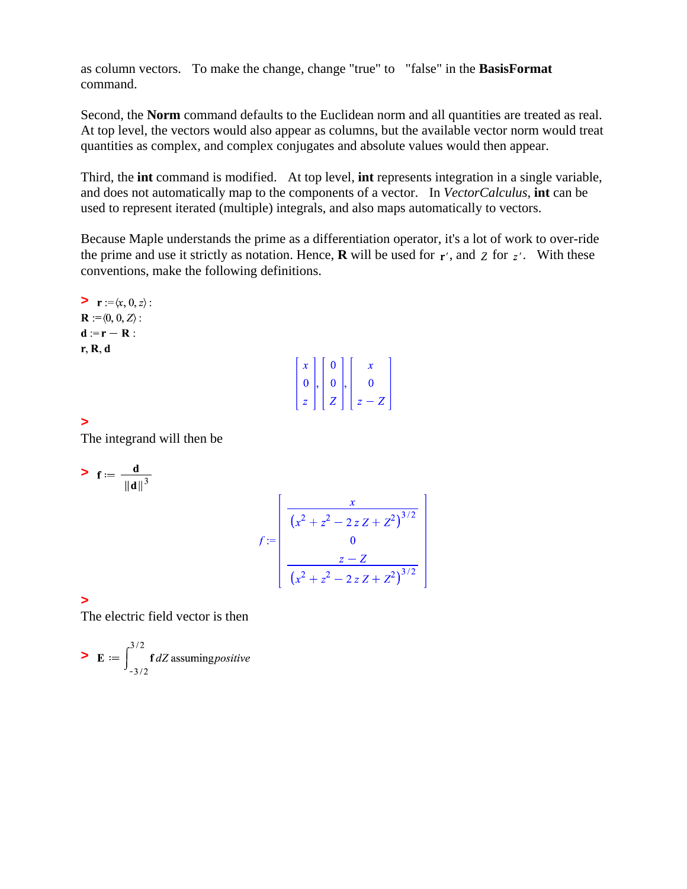as column vectors. To make the change, change "true" to "false" in the **BasisFormat** command.

Second, the **Norm** command defaults to the Euclidean norm and all quantities are treated as real. At top level, the vectors would also appear as columns, but the available vector norm would treat quantities as complex, and complex conjugates and absolute values would then appear.

Third, the **int** command is modified. At top level, **int** represents integration in a single variable, and does not automatically map to the components of a vector. In *VectorCalculus*, **int** can be used to represent iterated (multiple) integrals, and also maps automatically to vectors.

Because Maple understands the prime as a differentiation operator, it's a lot of work to over-ride the prime and use it strictly as notation. Hence, **R** will be used for $\mathbf{r}'$, and $Z$ for $z'$. With these conventions, make the following definitions.

```
> r := ⟨x, 0, z⟩ :
  R := ⟨0, 0, Z⟩ :
  d := r − R :
  r, R, d
```

$$\begin{bmatrix} x \\ 0 \\ z \end{bmatrix}, \begin{bmatrix} 0 \\ 0 \\ Z \end{bmatrix}, \begin{bmatrix} x \\ 0 \\ z - Z \end{bmatrix}$$

```
>
```

The integrand will then be

$$> \mathbf{f} := \frac{\mathbf{d}}{\|\mathbf{d}\|^3}$$

$$f := \begin{bmatrix} \dfrac{x}{\left(x^2 + z^2 - 2\,z\,Z + Z^2\right)^{3/2}} \\ 0 \\ \dfrac{z - Z}{\left(x^2 + z^2 - 2\,z\,Z + Z^2\right)^{3/2}} \end{bmatrix}$$

```
>
```

The electric field vector is then

$$> \mathbf{E} := \int_{-3/2}^{3/2} \mathbf{f}\, dZ \text{ assuming } positive$$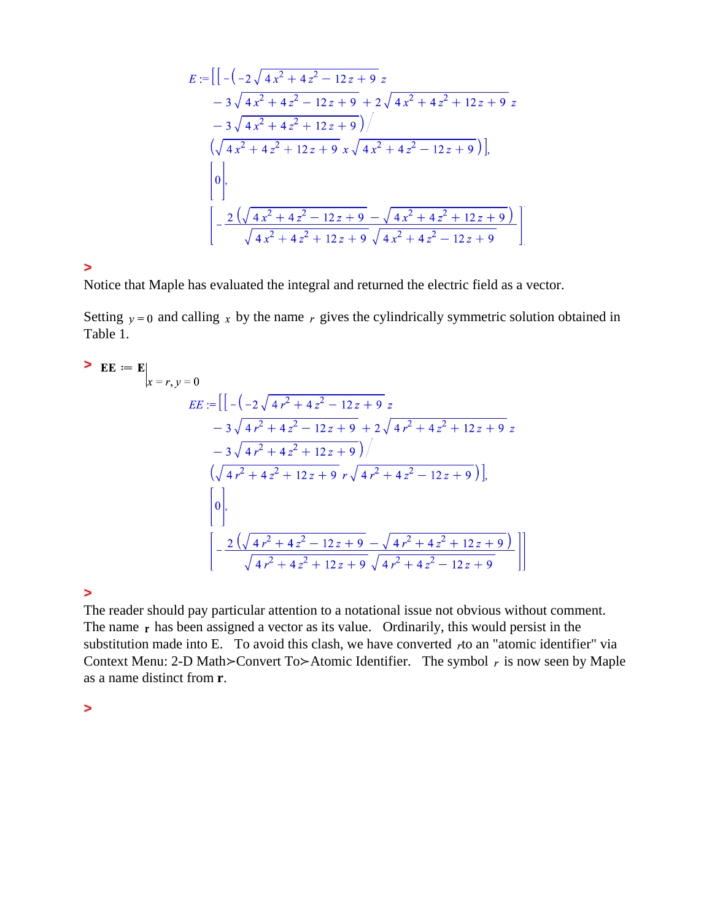$$E := \left[ \left[ -\left( -2\sqrt{4x^2+4z^2-12z+9}\, z - 3\sqrt{4x^2+4z^2-12z+9} + 2\sqrt{4x^2+4z^2+12z+9}\, z - 3\sqrt{4x^2+4z^2+12z+9} \right) \Big/ \left( \sqrt{4x^2+4z^2+12z+9}\, x \sqrt{4x^2+4z^2-12z+9} \right) \right], [0], \left[ -\frac{2\left(\sqrt{4x^2+4z^2-12z+9} - \sqrt{4x^2+4z^2+12z+9}\right)}{\sqrt{4x^2+4z^2+12z+9}\,\sqrt{4x^2+4z^2-12z+9}} \right] \right]$$

\>

Notice that Maple has evaluated the integral and returned the electric field as a vector.

Setting $y = 0$ and calling $x$ by the name $r$ gives the cylindrically symmetric solution obtained in Table 1.

\> $\mathbf{EE} := \mathbf{E}\Big|_{x = r,\, y = 0}$

$$EE := \left[ \left[ -\left( -2\sqrt{4r^2+4z^2-12z+9}\, z - 3\sqrt{4r^2+4z^2-12z+9} + 2\sqrt{4r^2+4z^2+12z+9}\, z - 3\sqrt{4r^2+4z^2+12z+9} \right) \Big/ \left( \sqrt{4r^2+4z^2+12z+9}\, r \sqrt{4r^2+4z^2-12z+9} \right) \right], [0], \left[ -\frac{2\left(\sqrt{4r^2+4z^2-12z+9} - \sqrt{4r^2+4z^2+12z+9}\right)}{\sqrt{4r^2+4z^2+12z+9}\,\sqrt{4r^2+4z^2-12z+9}} \right] \right]$$

\>

The reader should pay particular attention to a notational issue not obvious without comment. The name $\mathbf{r}$ has been assigned a vector as its value. Ordinarily, this would persist in the substitution made into E. To avoid this clash, we have converted $r$ to an "atomic identifier" via Context Menu: 2-D Math≻Convert To≻Atomic Identifier. The symbol $r$ is now seen by Maple as a name distinct from $\mathbf{r}$.

\>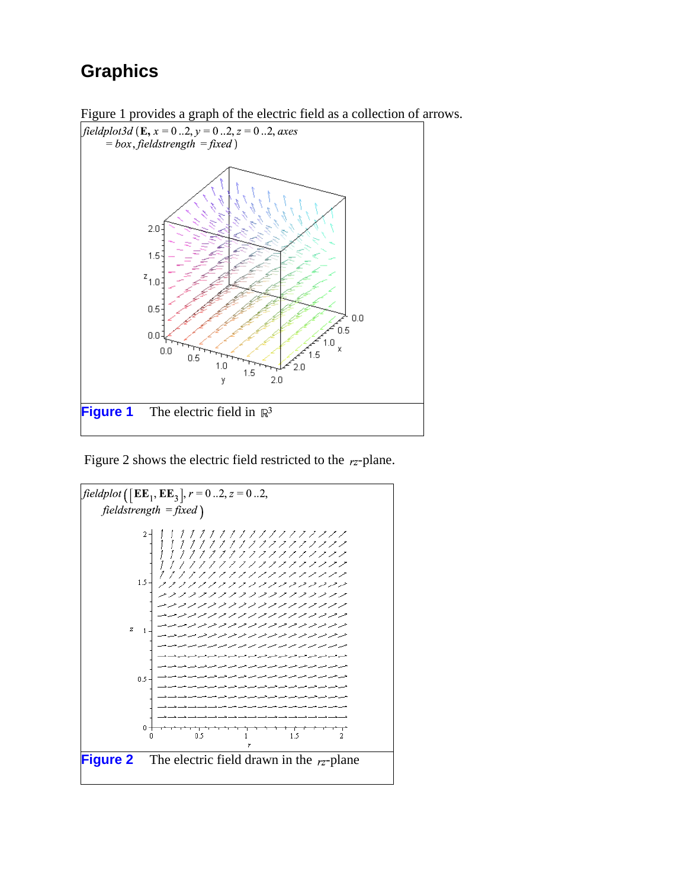## Graphics

Figure 1 provides a graph of the electric field as a collection of arrows.

$fieldplot3d(\mathbf{E}, x = 0..2, y = 0..2, z = 0..2, axes = box, fieldstrength = fixed)$

**Figure 1** The electric field in $\mathbb{R}^3$

Figure 2 shows the electric field restricted to the $rz$-plane.

$fieldplot([\mathbf{EE}_1, \mathbf{EE}_3], r = 0..2, z = 0..2, fieldstrength = fixed)$

**Figure 2** The electric field drawn in the $rz$-plane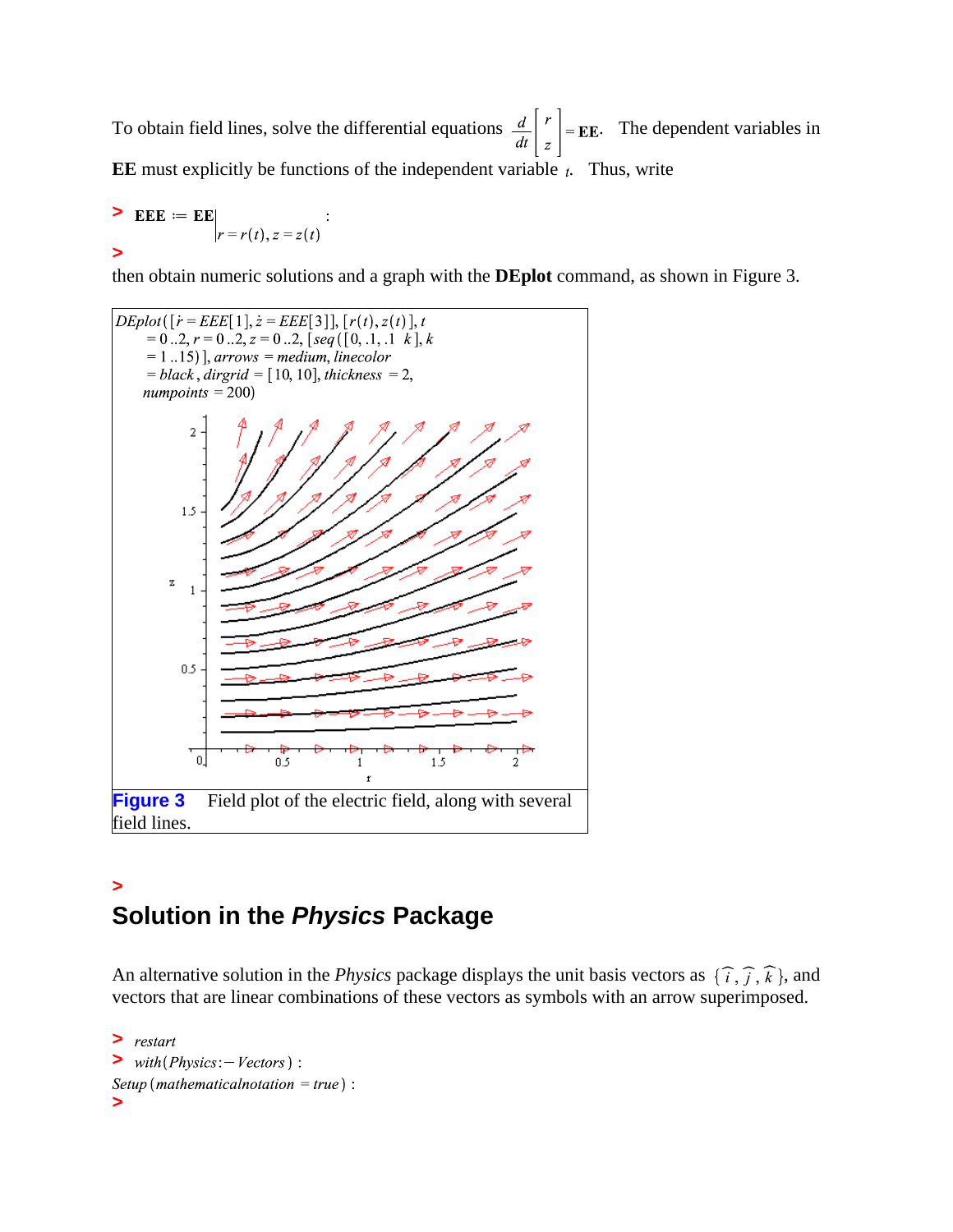To obtain field lines, solve the differential equations $\frac{d}{dt}\begin{bmatrix} r \\ z \end{bmatrix} = \mathbf{EE}$. The dependent variables in **EE** must explicitly be functions of the independent variable $t$. Thus, write

```
> EEE := EE|_{r = r(t), z = z(t)} :
>
```

then obtain numeric solutions and a graph with the **DEplot** command, as shown in Figure 3.

```
DEplot([ṙ = EEE[1], ż = EEE[3]], [r(t), z(t)], t
   = 0..2, r = 0..2, z = 0..2, [seq([0, .1, .1 k], k
   = 1..15)], arrows = medium, linecolor
   = black, dirgrid = [10, 10], thickness = 2,
  numpoints = 200)
```

**Figure 3** Field plot of the electric field, along with several field lines.

```
>
```

## Solution in the *Physics* Package

An alternative solution in the *Physics* package displays the unit basis vectors as $\{\hat{i}, \hat{j}, \hat{k}\}$, and vectors that are linear combinations of these vectors as symbols with an arrow superimposed.

```
> restart
> with(Physics:-Vectors) :
Setup(mathematicalnotation = true) :
>
```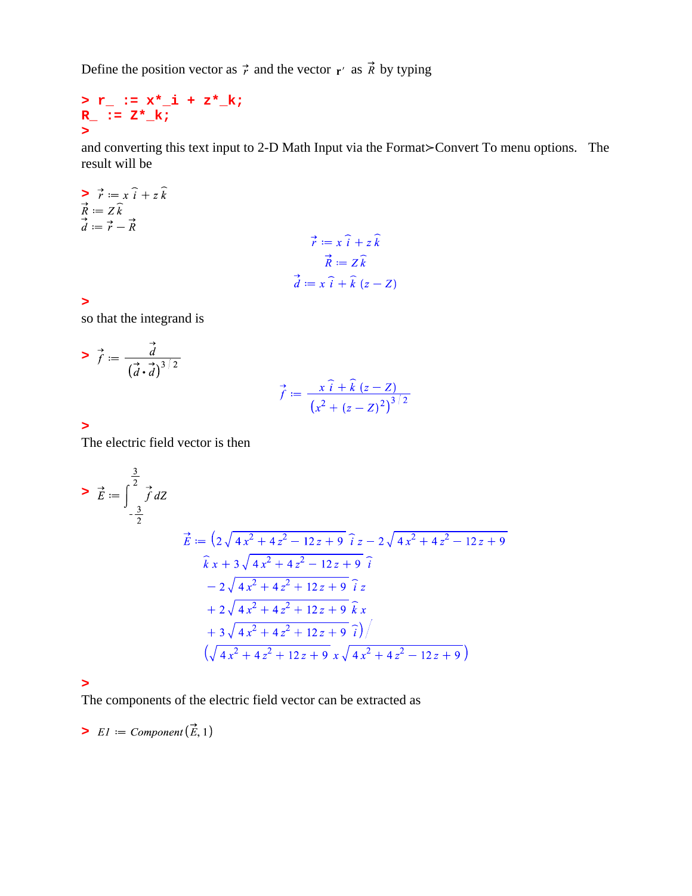Define the position vector as $\vec{r}$ and the vector $\mathbf{r}'$ as $\vec{R}$ by typing

```
> r_ := x*_i + z*_k;
R_ := Z*_k;
>
```

and converting this text input to 2-D Math Input via the Format≻Convert To menu options. The result will be

$$> \vec{r} := x\,\hat{i} + z\,\hat{k}$$
$$\vec{R} := Z\,\hat{k}$$
$$\vec{d} := \vec{r} - \vec{R}$$

$$\vec{r} := x\,\hat{i} + z\,\hat{k}$$
$$\vec{R} := Z\,\hat{k}$$
$$\vec{d} := x\,\hat{i} + \hat{k}\,(z - Z)$$

\>

so that the integrand is

$$> \vec{f} := \frac{\vec{d}}{\left(\vec{d} \cdot \vec{d}\right)^{3/2}}$$

$$\vec{f} := \frac{x\,\hat{i} + \hat{k}\,(z - Z)}{\left(x^2 + (z - Z)^2\right)^{3/2}}$$

\>

The electric field vector is then

$$> \vec{E} := \int_{-\frac{3}{2}}^{\frac{3}{2}} \vec{f}\, dZ$$

$$\vec{E} := \Big(2\sqrt{4x^2 + 4z^2 - 12z + 9}\,\hat{i}\,z - 2\sqrt{4x^2 + 4z^2 - 12z + 9}\,\hat{k}\,x + 3\sqrt{4x^2 + 4z^2 - 12z + 9}\,\hat{i} - 2\sqrt{4x^2 + 4z^2 + 12z + 9}\,\hat{i}\,z + 2\sqrt{4x^2 + 4z^2 + 12z + 9}\,\hat{k}\,x + 3\sqrt{4x^2 + 4z^2 + 12z + 9}\,\hat{i}\Big) \Big/ \left(\sqrt{4x^2 + 4z^2 + 12z + 9}\,x\,\sqrt{4x^2 + 4z^2 - 12z + 9}\right)$$

\>

The components of the electric field vector can be extracted as

$$> E1 := Component\left(\vec{E}, 1\right)$$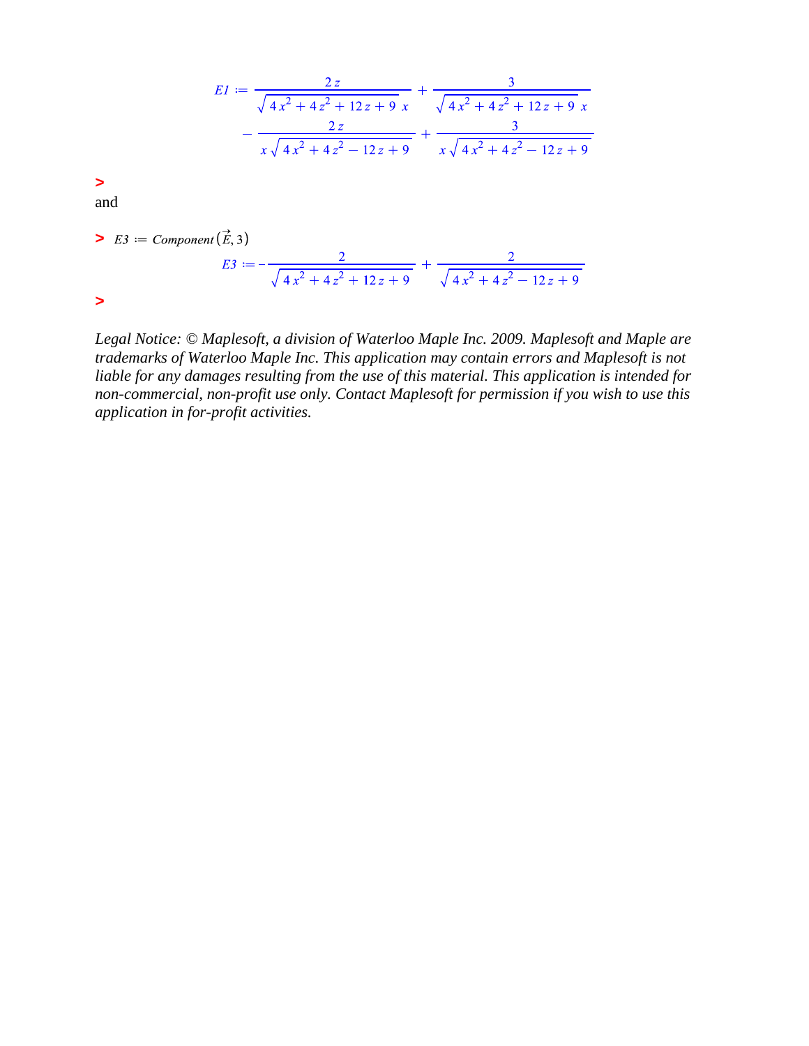$$E1 := \frac{2z}{\sqrt{4x^2+4z^2+12z+9}\;x} + \frac{3}{\sqrt{4x^2+4z^2+12z+9}\;x} - \frac{2z}{x\sqrt{4x^2+4z^2-12z+9}} + \frac{3}{x\sqrt{4x^2+4z^2-12z+9}}$$

>

and

> $E3 := Component(\vec{E}, 3)$

$$E3 := -\frac{2}{\sqrt{4x^2+4z^2+12z+9}} + \frac{2}{\sqrt{4x^2+4z^2-12z+9}}$$

>

*Legal Notice: © Maplesoft, a division of Waterloo Maple Inc. 2009. Maplesoft and Maple are trademarks of Waterloo Maple Inc. This application may contain errors and Maplesoft is not liable for any damages resulting from the use of this material. This application is intended for non-commercial, non-profit use only. Contact Maplesoft for permission if you wish to use this application in for-profit activities.*